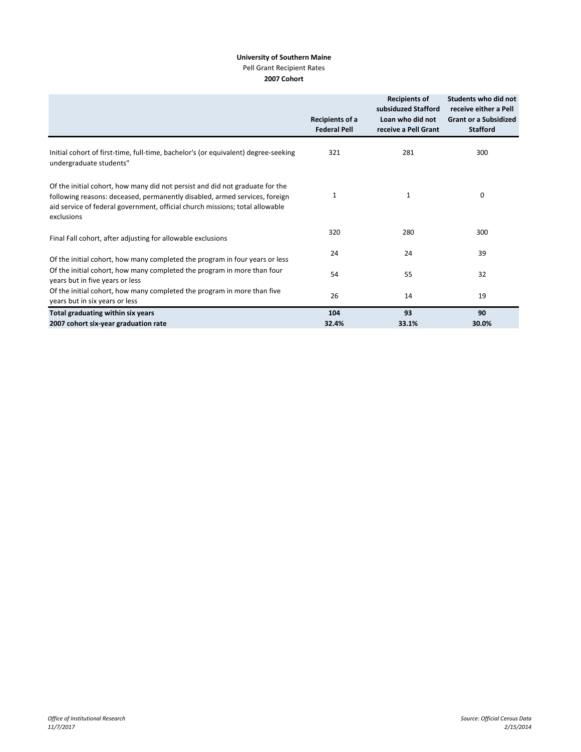**University of Southern Maine**
Pell Grant Recipient Rates
**2007 Cohort**

| | Recipients of a Federal Pell | Recipients of subsiduzed Stafford Loan who did not receive a Pell Grant | Students who did not receive either a Pell Grant or a Subsidized Stafford |
|---|---|---|---|
| Initial cohort of first-time, full-time, bachelor's (or equivalent) degree-seeking undergraduate students" | 321 | 281 | 300 |
| Of the initial cohort, how many did not persist and did not graduate for the following reasons: deceased, permanently disabled, armed services, foreign aid service of federal government, official church missions; total allowable exclusions | 1 | 1 | 0 |
| Final Fall cohort, after adjusting for allowable exclusions | 320 | 280 | 300 |
| Of the initial cohort, how many completed the program in four years or less | 24 | 24 | 39 |
| Of the initial cohort, how many completed the program in more than four years but in five years or less | 54 | 55 | 32 |
| Of the initial cohort, how many completed the program in more than five years but in six years or less | 26 | 14 | 19 |
| **Total graduating within six years** | **104** | **93** | **90** |
| **2007 cohort six-year graduation rate** | **32.4%** | **33.1%** | **30.0%** |

*Office of Institutional Research*
*11/7/2017*

*Source: Official Census Data*
*2/15/2014*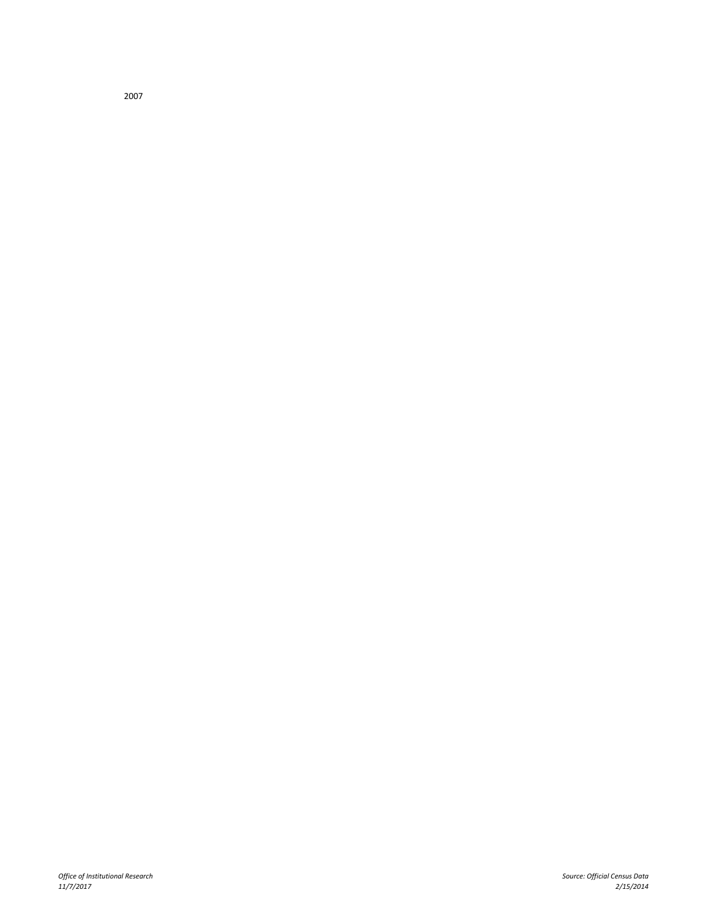2007